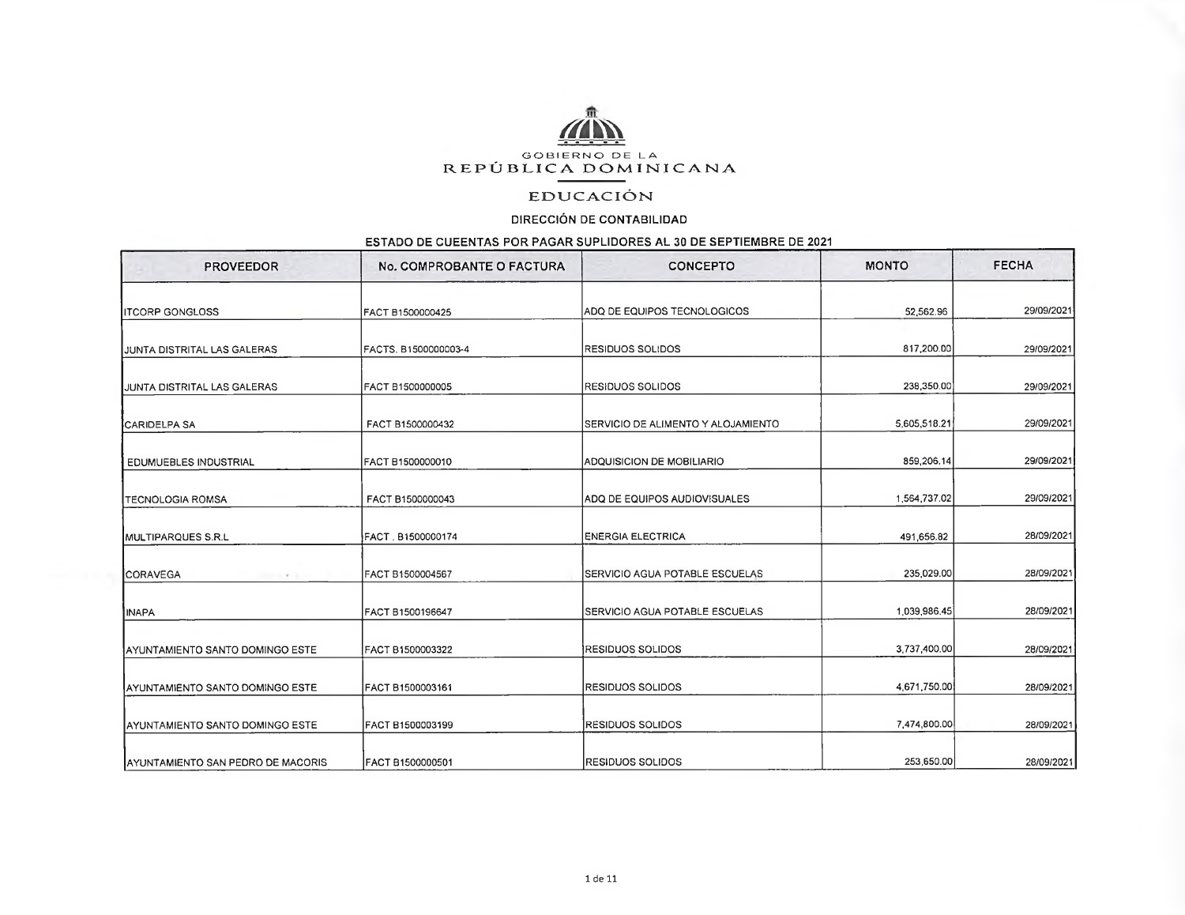GOBIERNO DE LA
REPÚBLICA DOMINICANA

# EDUCACIÓN

## DIRECCIÓN DE CONTABILIDAD

### ESTADO DE CUENTAS POR PAGAR SUPLIDORES AL 30 DE SEPTIEMBRE DE 2021

| PROVEEDOR | No. COMPROBANTE O FACTURA | CONCEPTO | MONTO | FECHA |
|---|---|---|---|---|
| ITCORP GONGLOSS | FACT B1500000425 | ADQ DE EQUIPOS TECNOLOGICOS | 52,562.96 | 29/09/2021 |
| JUNTA DISTRITAL LAS GALERAS | FACTS. B1500000003-4 | RESIDUOS SOLIDOS | 817,200.00 | 29/09/2021 |
| JUNTA DISTRITAL LAS GALERAS | FACT B1500000005 | RESIDUOS SOLIDOS | 238,350.00 | 29/09/2021 |
| CARIDELPA SA | FACT B1500000432 | SERVICIO DE ALIMENTO Y ALOJAMIENTO | 5,605,518.21 | 29/09/2021 |
| EDUMUEBLES INDUSTRIAL | FACT B1500000010 | ADQUISICION DE MOBILIARIO | 859,206.14 | 29/09/2021 |
| TECNOLOGIA ROMSA | FACT B1500000043 | ADQ DE EQUIPOS AUDIOVISUALES | 1,564,737.02 | 29/09/2021 |
| MULTIPARQUES S.R.L | FACT . B1500000174 | ENERGIA ELECTRICA | 491,656.82 | 28/09/2021 |
| CORAVEGA | FACT B1500004567 | SERVICIO AGUA POTABLE ESCUELAS | 235,029.00 | 28/09/2021 |
| INAPA | FACT B1500196647 | SERVICIO AGUA POTABLE ESCUELAS | 1,039,986.45 | 28/09/2021 |
| AYUNTAMIENTO SANTO DOMINGO ESTE | FACT B1500003322 | RESIDUOS SOLIDOS | 3,737,400.00 | 28/09/2021 |
| AYUNTAMIENTO SANTO DOMINGO ESTE | FACT B1500003161 | RESIDUOS SOLIDOS | 4,671,750.00 | 28/09/2021 |
| AYUNTAMIENTO SANTO DOMINGO ESTE | FACT B1500003199 | RESIDUOS SOLIDOS | 7,474,800.00 | 28/09/2021 |
| AYUNTAMIENTO SAN PEDRO DE MACORIS | FACT B1500000501 | RESIDUOS SOLIDOS | 253,650.00 | 28/09/2021 |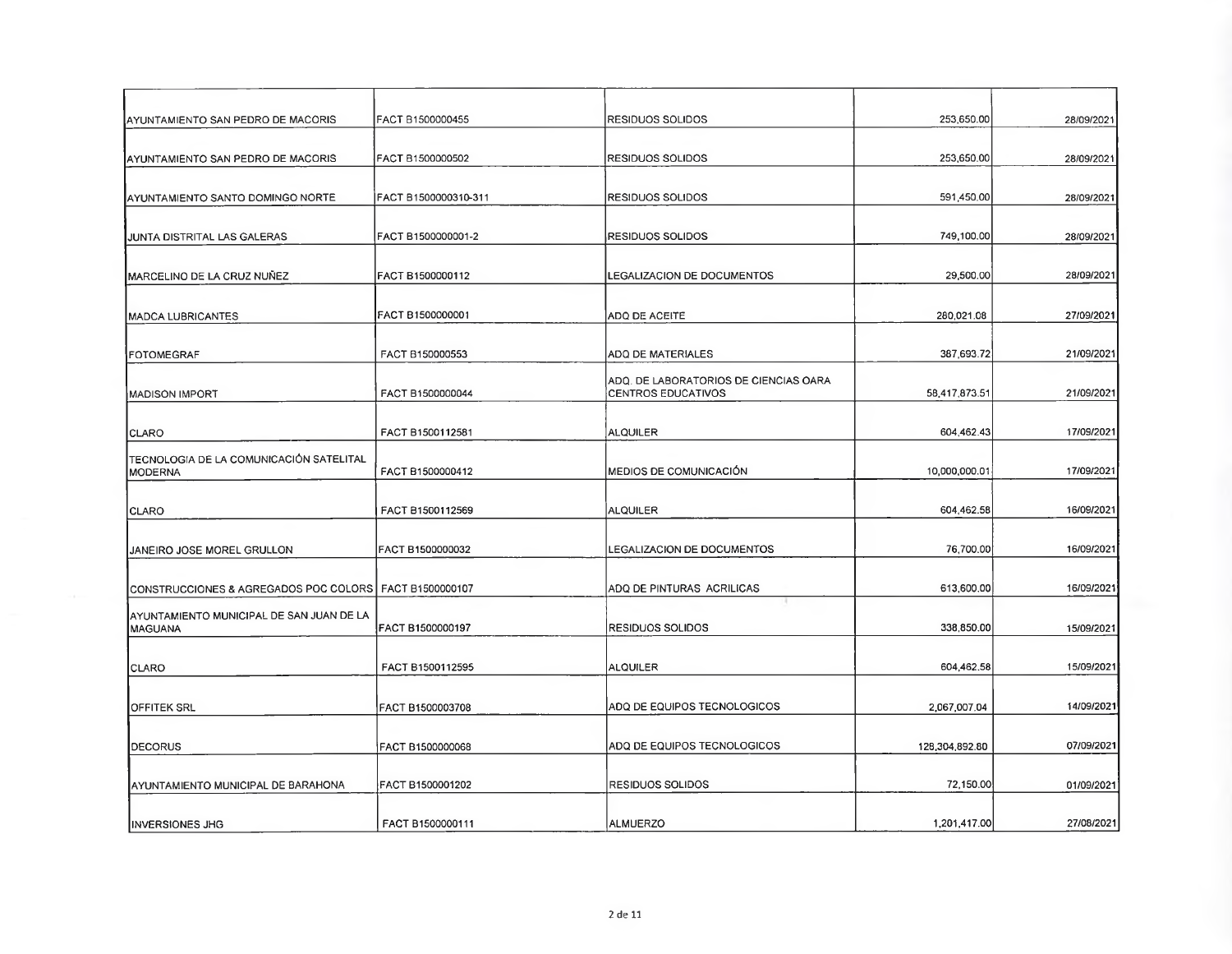| | | | | |
|---|---|---|---|---|
| AYUNTAMIENTO SAN PEDRO DE MACORIS | FACT B1500000455 | RESIDUOS SOLIDOS | 253,650.00 | 28/09/2021 |
| AYUNTAMIENTO SAN PEDRO DE MACORIS | FACT B1500000502 | RESIDUOS SOLIDOS | 253,650.00 | 28/09/2021 |
| AYUNTAMIENTO SANTO DOMINGO NORTE | FACT B1500000310-311 | RESIDUOS SOLIDOS | 591,450.00 | 28/09/2021 |
| JUNTA DISTRITAL LAS GALERAS | FACT B1500000001-2 | RESIDUOS SOLIDOS | 749,100.00 | 28/09/2021 |
| MARCELINO DE LA CRUZ NUÑEZ | FACT B1500000112 | LEGALIZACION DE DOCUMENTOS | 29,500.00 | 28/09/2021 |
| MADCA LUBRICANTES | FACT B1500000001 | ADQ DE ACEITE | 280,021.08 | 27/09/2021 |
| FOTOMEGRAF | FACT B150000553 | ADQ DE MATERIALES | 387,693.72 | 21/09/2021 |
| MADISON IMPORT | FACT B1500000044 | ADQ. DE LABORATORIOS DE CIENCIAS OARA CENTROS EDUCATIVOS | 58,417,873.51 | 21/09/2021 |
| CLARO | FACT B1500112581 | ALQUILER | 604,462.43 | 17/09/2021 |
| TECNOLOGIA DE LA COMUNICACIÓN SATELITAL MODERNA | FACT B1500000412 | MEDIOS DE COMUNICACIÓN | 10,000,000.01 | 17/09/2021 |
| CLARO | FACT B1500112569 | ALQUILER | 604,462.58 | 16/09/2021 |
| JANEIRO JOSE MOREL GRULLON | FACT B1500000032 | LEGALIZACION DE DOCUMENTOS | 76,700.00 | 16/09/2021 |
| CONSTRUCCIONES & AGREGADOS POC COLORS | FACT B1500000107 | ADQ DE PINTURAS ACRILICAS | 613,600.00 | 16/09/2021 |
| AYUNTAMIENTO MUNICIPAL DE SAN JUAN DE LA MAGUANA | FACT B1500000197 | RESIDUOS SOLIDOS | 338,850.00 | 15/09/2021 |
| CLARO | FACT B1500112595 | ALQUILER | 604,462.58 | 15/09/2021 |
| OFFITEK SRL | FACT B1500003708 | ADQ DE EQUIPOS TECNOLOGICOS | 2,067,007.04 | 14/09/2021 |
| DECORUS | FACT B1500000068 | ADQ DE EQUIPOS TECNOLOGICOS | 128,304,892.80 | 07/09/2021 |
| AYUNTAMIENTO MUNICIPAL DE BARAHONA | FACT B1500001202 | RESIDUOS SOLIDOS | 72,150.00 | 01/09/2021 |
| INVERSIONES JHG | FACT B1500000111 | ALMUERZO | 1,201,417.00 | 27/08/2021 |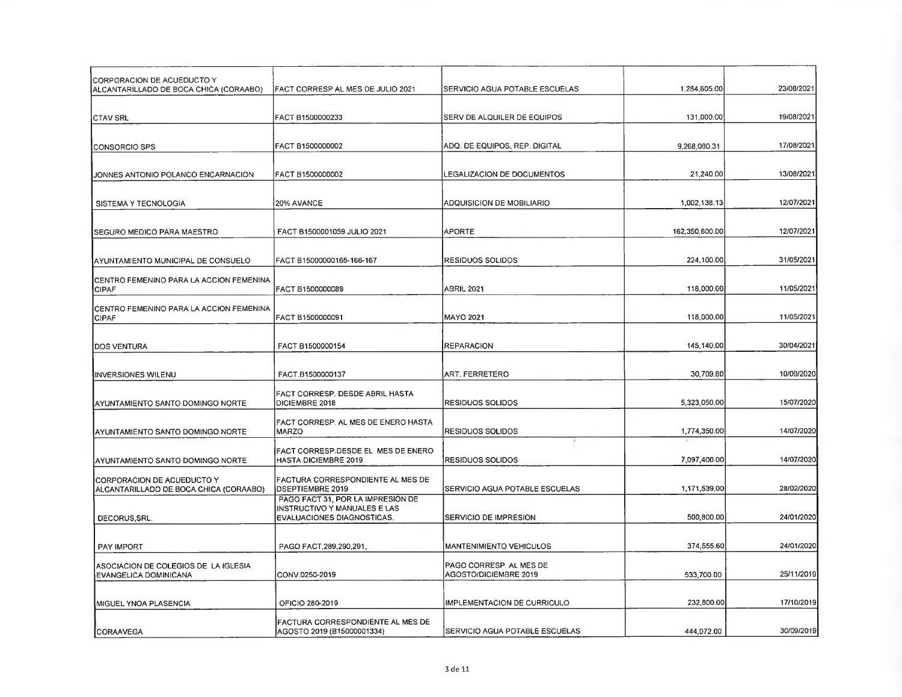| | | | | |
|---|---|---|---|---|
| CORPORACION DE ACUEDUCTO Y ALCANTARILLADO DE BOCA CHICA (CORAABO) | FACT CORRESP AL MES DE JULIO 2021 | SERVICIO AGUA POTABLE ESCUELAS | 1,284,605.00 | 23/08/2021 |
| CTAV SRL | FACT B1500000233 | SERV DE ALQUILER DE EQUIPOS | 131,000.00 | 19/08/2021 |
| CONSORCIO SPS | FACT B1500000002 | ADQ. DE EQUIPOS, REP. DIGITAL | 9,268,080.31 | 17/08/2021 |
| JONNES ANTONIO POLANCO ENCARNACION | FACT B1500000002 | LEGALIZACION DE DOCUMENTOS | 21,240.00 | 13/08/2021 |
| SISTEMA Y TECNOLOGIA | 20% AVANCE | ADQUISICION DE MOBILIARIO | 1,002,138.13 | 12/07/2021 |
| SEGURO MEDICO PARA MAESTRO | FACT B1500001059 JULIO 2021 | APORTE | 162,350,600.00 | 12/07/2021 |
| AYUNTAMIENTO MUNICIPAL DE CONSUELO | FACT B15000000165-166-167 | RESIDUOS SOLIDOS | 224,100.00 | 31/05/2021 |
| CENTRO FEMENINO PARA LA ACCION FEMENINA CIPAF | FACT B1500000089 | ABRIL 2021 | 118,000.00 | 11/05/2021 |
| CENTRO FEMENINO PARA LA ACCION FEMENINA CIPAF | FACT B1500000091 | MAYO 2021 | 118,000.00 | 11/05/2021 |
| DOS VENTURA | FACT B1500000154 | REPARACION | 145,140.00 | 30/04/2021 |
| INVERSIONES WILENU | FACT.B1500000137 | ART. FERRETERO | 30,709.80 | 10/09/2020 |
| AYUNTAMIENTO SANTO DOMINGO NORTE | FACT CORRESP. DESDE ABRIL HASTA DICIEMBRE 2018 | RESIDUOS SOLIDOS | 5,323,050.00 | 15/07/2020 |
| AYUNTAMIENTO SANTO DOMINGO NORTE | FACT CORRESP. AL MES DE ENERO HASTA MARZO | RESIDUOS SOLIDOS | 1,774,350.00 | 14/07/2020 |
| AYUNTAMIENTO SANTO DOMINGO NORTE | FACT CORRESP.DESDE EL MES DE ENERO HASTA DICIEMBRE 2019 | RESIDUOS SOLIDOS | 7,097,400.00 | 14/07/2020 |
| CORPORACION DE ACUEDUCTO Y ALCANTARILLADO DE BOCA CHICA (CORAABO) | FACTURA CORRESPONDIENTE AL MES DE DSEPTIEMBRE 2019 | SERVICIO AGUA POTABLE ESCUELAS | 1,171,539.00 | 28/02/2020 |
| DECORUS,SRL. | PAGO FACT 31, POR LA IMPRESIÓN DE INSTRUCTIVO Y MANUALES E LAS EVALUACIONES DIAGNOSTICAS. | SERVICIO DE IMPRESION | 500,800.00 | 24/01/2020 |
| PAY IMPORT | PAGO FACT,289,290,291, | MANTENIMIENTO VEHICULOS | 374,555.60 | 24/01/2020 |
| ASOCIACION DE COLEGIOS DE LA IGLESIA EVANGELICA DOMINICANA | CONV.0250-2019 | PAGO CORRESP. AL MES DE AGOSTO/DICIEMBRE 2019 | 533,700.00 | 25/11/2019 |
| MIGUEL YNOA PLASENCIA | OFICIO 280-2019 | IMPLEMENTACION DE CURRICULO | 232,800.00 | 17/10/2019 |
| CORAAVEGA | FACTURA CORRESPONDIENTE AL MES DE AGOSTO 2019 (B150000001334) | SERVICIO AGUA POTABLE ESCUELAS | 444,072.00 | 30/09/2019 |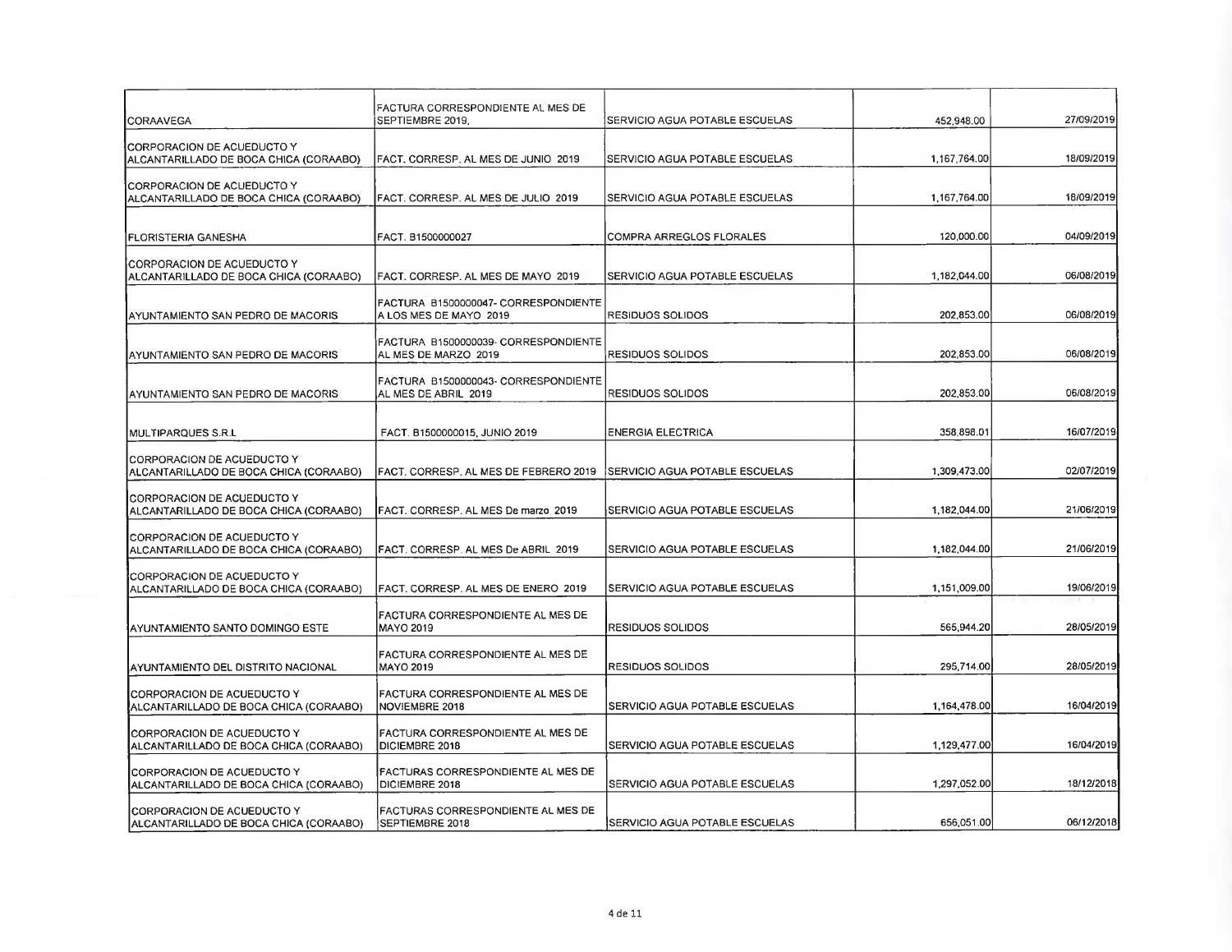| | | | | |
|---|---|---|---|---|
| CORAAVEGA | FACTURA CORRESPONDIENTE AL MES DE SEPTIEMBRE 2019. | SERVICIO AGUA POTABLE ESCUELAS | 452,948.00 | 27/09/2019 |
| CORPORACION DE ACUEDUCTO Y ALCANTARILLADO DE BOCA CHICA (CORAABO) | FACT. CORRESP. AL MES DE JUNIO 2019 | SERVICIO AGUA POTABLE ESCUELAS | 1,167,764.00 | 18/09/2019 |
| CORPORACION DE ACUEDUCTO Y ALCANTARILLADO DE BOCA CHICA (CORAABO) | FACT. CORRESP. AL MES DE JULIO 2019 | SERVICIO AGUA POTABLE ESCUELAS | 1,167,764.00 | 18/09/2019 |
| FLORISTERIA GANESHA | FACT. B1500000027 | COMPRA ARREGLOS FLORALES | 120,000.00 | 04/09/2019 |
| CORPORACION DE ACUEDUCTO Y ALCANTARILLADO DE BOCA CHICA (CORAABO) | FACT. CORRESP. AL MES DE MAYO 2019 | SERVICIO AGUA POTABLE ESCUELAS | 1,182,044.00 | 06/08/2019 |
| AYUNTAMIENTO SAN PEDRO DE MACORIS | FACTURA B1500000047- CORRESPONDIENTE A LOS MES DE MAYO 2019 | RESIDUOS SOLIDOS | 202,853.00 | 06/08/2019 |
| AYUNTAMIENTO SAN PEDRO DE MACORIS | FACTURA B1500000039- CORRESPONDIENTE AL MES DE MARZO 2019 | RESIDUOS SOLIDOS | 202,853.00 | 06/08/2019 |
| AYUNTAMIENTO SAN PEDRO DE MACORIS | FACTURA B1500000043- CORRESPONDIENTE AL MES DE ABRIL 2019 | RESIDUOS SOLIDOS | 202,853.00 | 06/08/2019 |
| MULTIPARQUES S.R.L | FACT. B1500000015, JUNIO 2019 | ENERGIA ELECTRICA | 358,898.01 | 16/07/2019 |
| CORPORACION DE ACUEDUCTO Y ALCANTARILLADO DE BOCA CHICA (CORAABO) | FACT. CORRESP. AL MES DE FEBRERO 2019 | SERVICIO AGUA POTABLE ESCUELAS | 1,309,473.00 | 02/07/2019 |
| CORPORACION DE ACUEDUCTO Y ALCANTARILLADO DE BOCA CHICA (CORAABO) | FACT. CORRESP. AL MES De marzo 2019 | SERVICIO AGUA POTABLE ESCUELAS | 1,182,044.00 | 21/06/2019 |
| CORPORACION DE ACUEDUCTO Y ALCANTARILLADO DE BOCA CHICA (CORAABO) | FACT. CORRESP. AL MES De ABRIL 2019 | SERVICIO AGUA POTABLE ESCUELAS | 1,182,044.00 | 21/06/2019 |
| CORPORACION DE ACUEDUCTO Y ALCANTARILLADO DE BOCA CHICA (CORAABO) | FACT. CORRESP. AL MES DE ENERO 2019 | SERVICIO AGUA POTABLE ESCUELAS | 1,151,009.00 | 19/06/2019 |
| AYUNTAMIENTO SANTO DOMINGO ESTE | FACTURA CORRESPONDIENTE AL MES DE MAYO 2019 | RESIDUOS SOLIDOS | 565,944.20 | 28/05/2019 |
| AYUNTAMIENTO DEL DISTRITO NACIONAL | FACTURA CORRESPONDIENTE AL MES DE MAYO 2019 | RESIDUOS SOLIDOS | 295,714.00 | 28/05/2019 |
| CORPORACION DE ACUEDUCTO Y ALCANTARILLADO DE BOCA CHICA (CORAABO) | FACTURA CORRESPONDIENTE AL MES DE NOVIEMBRE 2018 | SERVICIO AGUA POTABLE ESCUELAS | 1,164,478.00 | 16/04/2019 |
| CORPORACION DE ACUEDUCTO Y ALCANTARILLADO DE BOCA CHICA (CORAABO) | FACTURA CORRESPONDIENTE AL MES DE DICIEMBRE 2018 | SERVICIO AGUA POTABLE ESCUELAS | 1,129,477.00 | 16/04/2019 |
| CORPORACION DE ACUEDUCTO Y ALCANTARILLADO DE BOCA CHICA (CORAABO) | FACTURAS CORRESPONDIENTE AL MES DE DICIEMBRE 2018 | SERVICIO AGUA POTABLE ESCUELAS | 1,297,052.00 | 18/12/2018 |
| CORPORACION DE ACUEDUCTO Y ALCANTARILLADO DE BOCA CHICA (CORAABO) | FACTURAS CORRESPONDIENTE AL MES DE SEPTIEMBRE 2018 | SERVICIO AGUA POTABLE ESCUELAS | 656,051.00 | 06/12/2018 |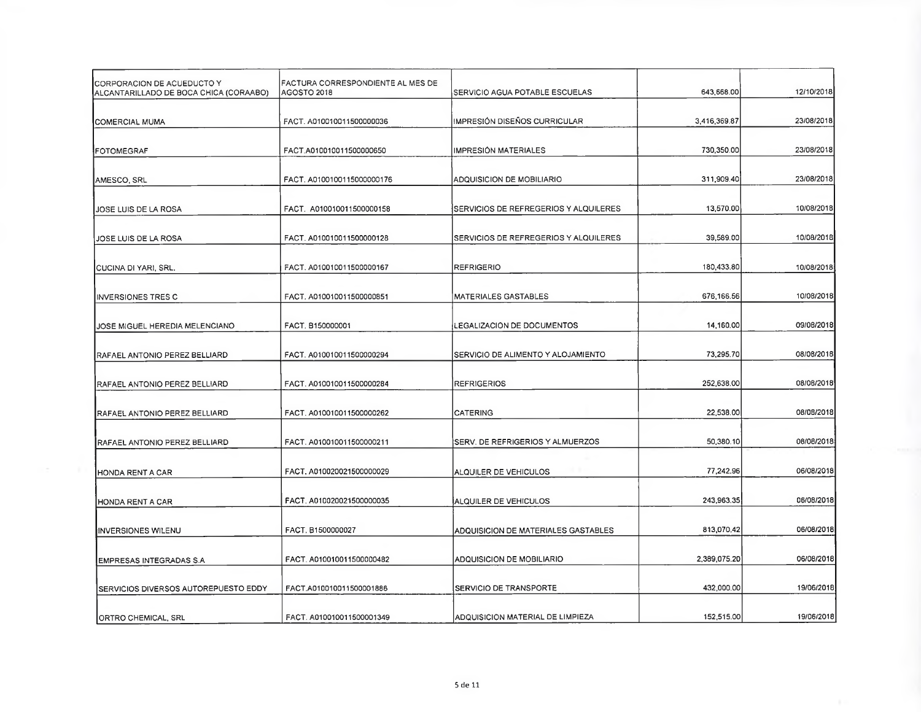| | | | | |
|---|---|---|---|---|
| CORPORACION DE ACUEDUCTO Y ALCANTARILLADO DE BOCA CHICA (CORAABO) | FACTURA CORRESPONDIENTE AL MES DE AGOSTO 2018 | SERVICIO AGUA POTABLE ESCUELAS | 643,668.00 | 12/10/2018 |
| COMERCIAL MUMA | FACT. A010010011500000036 | IMPRESIÓN DISEÑOS CURRICULAR | 3,416,369.87 | 23/08/2018 |
| FOTOMEGRAF | FACT.A010010011500000650 | IMPRESIÓN MATERIALES | 730,350.00 | 23/08/2018 |
| AMESCO, SRL | FACT. A0100100115000000176 | ADQUISICION DE MOBILIARIO | 311,909.40 | 23/08/2018 |
| JOSE LUIS DE LA ROSA | FACT. A010010011500000158 | SERVICIOS DE REFREGERIOS Y ALQUILERES | 13,570.00 | 10/08/2018 |
| JOSE LUIS DE LA ROSA | FACT. A010010011500000128 | SERVICIOS DE REFREGERIOS Y ALQUILERES | 39,589.00 | 10/08/2018 |
| CUCINA DI YARI, SRL. | FACT. A010010011500000167 | REFRIGERIO | 180,433.80 | 10/08/2018 |
| INVERSIONES TRES C | FACT. A010010011500000851 | MATERIALES GASTABLES | 676,166.56 | 10/08/2018 |
| JOSE MIGUEL HEREDIA MELENCIANO | FACT. B150000001 | LEGALIZACION DE DOCUMENTOS | 14,160.00 | 09/08/2018 |
| RAFAEL ANTONIO PEREZ BELLIARD | FACT. A010010011500000294 | SERVICIO DE ALIMENTO Y ALOJAMIENTO | 73,295.70 | 08/08/2018 |
| RAFAEL ANTONIO PEREZ BELLIARD | FACT. A010010011500000284 | REFRIGERIOS | 252,638.00 | 08/08/2018 |
| RAFAEL ANTONIO PEREZ BELLIARD | FACT. A010010011500000262 | CATERING | 22,538.00 | 08/08/2018 |
| RAFAEL ANTONIO PEREZ BELLIARD | FACT. A010010011500000211 | SERV. DE REFRIGERIOS Y ALMUERZOS | 50,380.10 | 08/08/2018 |
| HONDA RENT A CAR | FACT. A010020021500000029 | ALQUILER DE VEHICULOS | 77,242.96 | 06/08/2018 |
| HONDA RENT A CAR | FACT. A010020021500000035 | ALQUILER DE VEHICULOS | 243,963.35 | 06/08/2018 |
| INVERSIONES WILENU | FACT. B1500000027 | ADQUISICION DE MATERIALES GASTABLES | 813,070.42 | 06/08/2018 |
| EMPRESAS INTEGRADAS S.A | FACT. A010010011500000482 | ADQUISICION DE MOBILIARIO | 2,389,075.20 | 06/08/2018 |
| SERVICIOS DIVERSOS AUTOREPUESTO EDDY | FACT.A010010011500001886 | SERVICIO DE TRANSPORTE | 432,000.00 | 19/06/2018 |
| ORTRO CHEMICAL, SRL | FACT. A010010011500001349 | ADQUISICION MATERIAL DE LIMPIEZA | 152,515.00 | 19/06/2018 |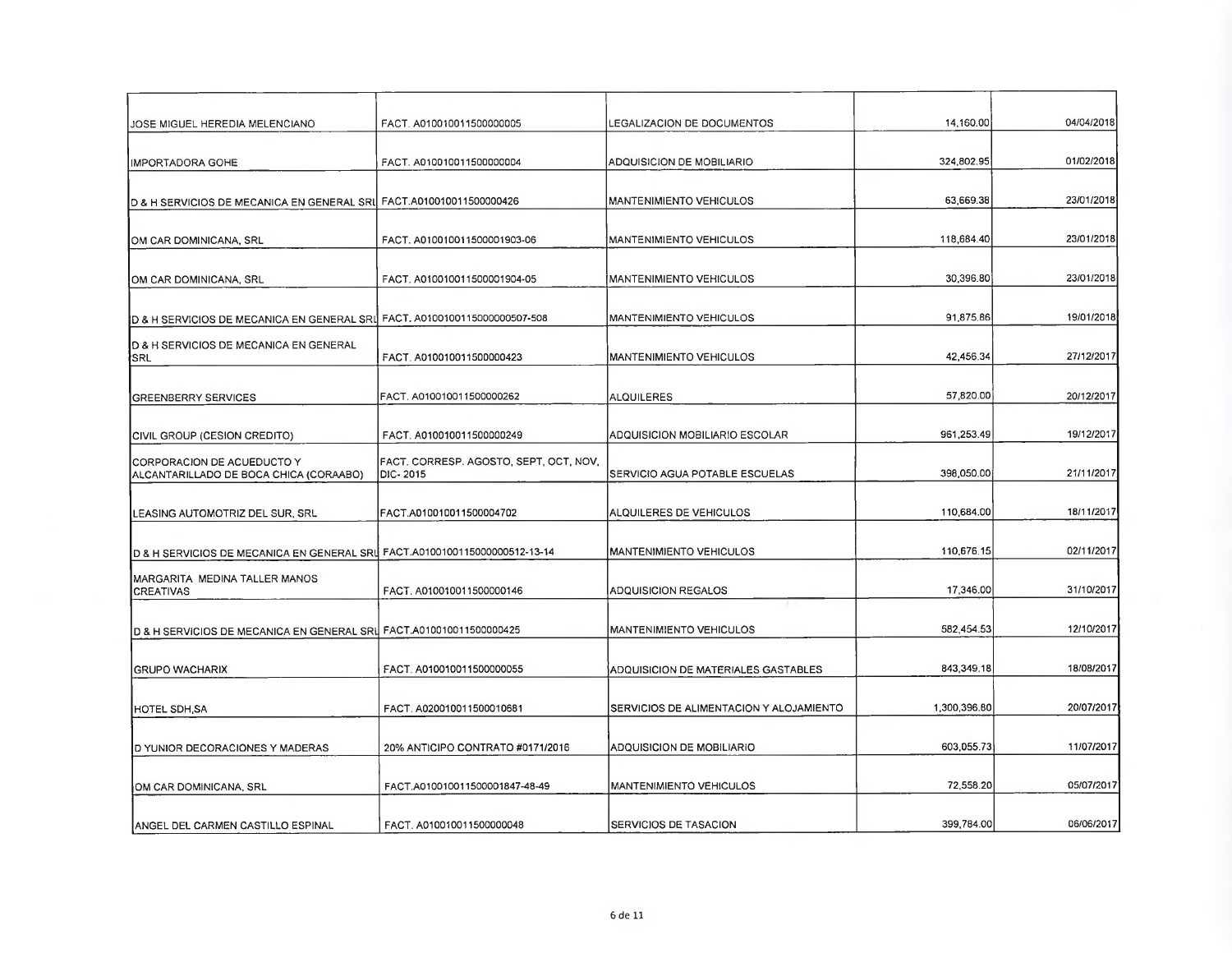| | | | | |
|---|---|---|---|---|
| JOSE MIGUEL HEREDIA MELENCIANO | FACT. A010010011500000005 | LEGALIZACION DE DOCUMENTOS | 14,160.00 | 04/04/2018 |
| IMPORTADORA GOHE | FACT. A010010011500000004 | ADQUISICION DE MOBILIARIO | 324,802.95 | 01/02/2018 |
| D & H SERVICIOS DE MECANICA EN GENERAL SRL | FACT.A010010011500000426 | MANTENIMIENTO VEHICULOS | 63,669.38 | 23/01/2018 |
| OM CAR DOMINICANA, SRL | FACT. A010010011500001903-06 | MANTENIMIENTO VEHICULOS | 118,684.40 | 23/01/2018 |
| OM CAR DOMINICANA, SRL | FACT. A010010011500001904-05 | MANTENIMIENTO VEHICULOS | 30,396.80 | 23/01/2018 |
| D & H SERVICIOS DE MECANICA EN GENERAL SRL | FACT. A0100100115000000507-508 | MANTENIMIENTO VEHICULOS | 91,875.86 | 19/01/2018 |
| D & H SERVICIOS DE MECANICA EN GENERAL SRL | FACT. A010010011500000423 | MANTENIMIENTO VEHICULOS | 42,456.34 | 27/12/2017 |
| GREENBERRY SERVICES | FACT. A010010011500000262 | ALQUILERES | 57,820.00 | 20/12/2017 |
| CIVIL GROUP (CESION CREDITO) | FACT. A010010011500000249 | ADQUISICION MOBILIARIO ESCOLAR | 961,253.49 | 19/12/2017 |
| CORPORACION DE ACUEDUCTO Y ALCANTARILLADO DE BOCA CHICA (CORAABO) | FACT. CORRESP. AGOSTO, SEPT, OCT, NOV, DIC- 2015 | SERVICIO AGUA POTABLE ESCUELAS | 398,050.00 | 21/11/2017 |
| LEASING AUTOMOTRIZ DEL SUR, SRL | FACT.A010010011500004702 | ALQUILERES DE VEHICULOS | 110,684.00 | 18/11/2017 |
| D & H SERVICIOS DE MECANICA EN GENERAL SRL | FACT.A0100100115000000512-13-14 | MANTENIMIENTO VEHICULOS | 110,676.15 | 02/11/2017 |
| MARGARITA MEDINA TALLER MANOS CREATIVAS | FACT. A010010011500000146 | ADQUISICION REGALOS | 17,346.00 | 31/10/2017 |
| D & H SERVICIOS DE MECANICA EN GENERAL SRL | FACT.A010010011500000425 | MANTENIMIENTO VEHICULOS | 582,454.53 | 12/10/2017 |
| GRUPO WACHARIX | FACT. A010010011500000055 | ADQUISICION DE MATERIALES GASTABLES | 843,349.18 | 18/08/2017 |
| HOTEL SDH,SA | FACT. A020010011500010681 | SERVICIOS DE ALIMENTACION Y ALOJAMIENTO | 1,300,396.80 | 20/07/2017 |
| D YUNIOR DECORACIONES Y MADERAS | 20% ANTICIPO CONTRATO #0171/2016 | ADQUISICION DE MOBILIARIO | 603,055.73 | 11/07/2017 |
| OM CAR DOMINICANA, SRL | FACT.A010010011500001847-48-49 | MANTENIMIENTO VEHICULOS | 72,558.20 | 05/07/2017 |
| ANGEL DEL CARMEN CASTILLO ESPINAL | FACT. A010010011500000048 | SERVICIOS DE TASACION | 399,784.00 | 06/06/2017 |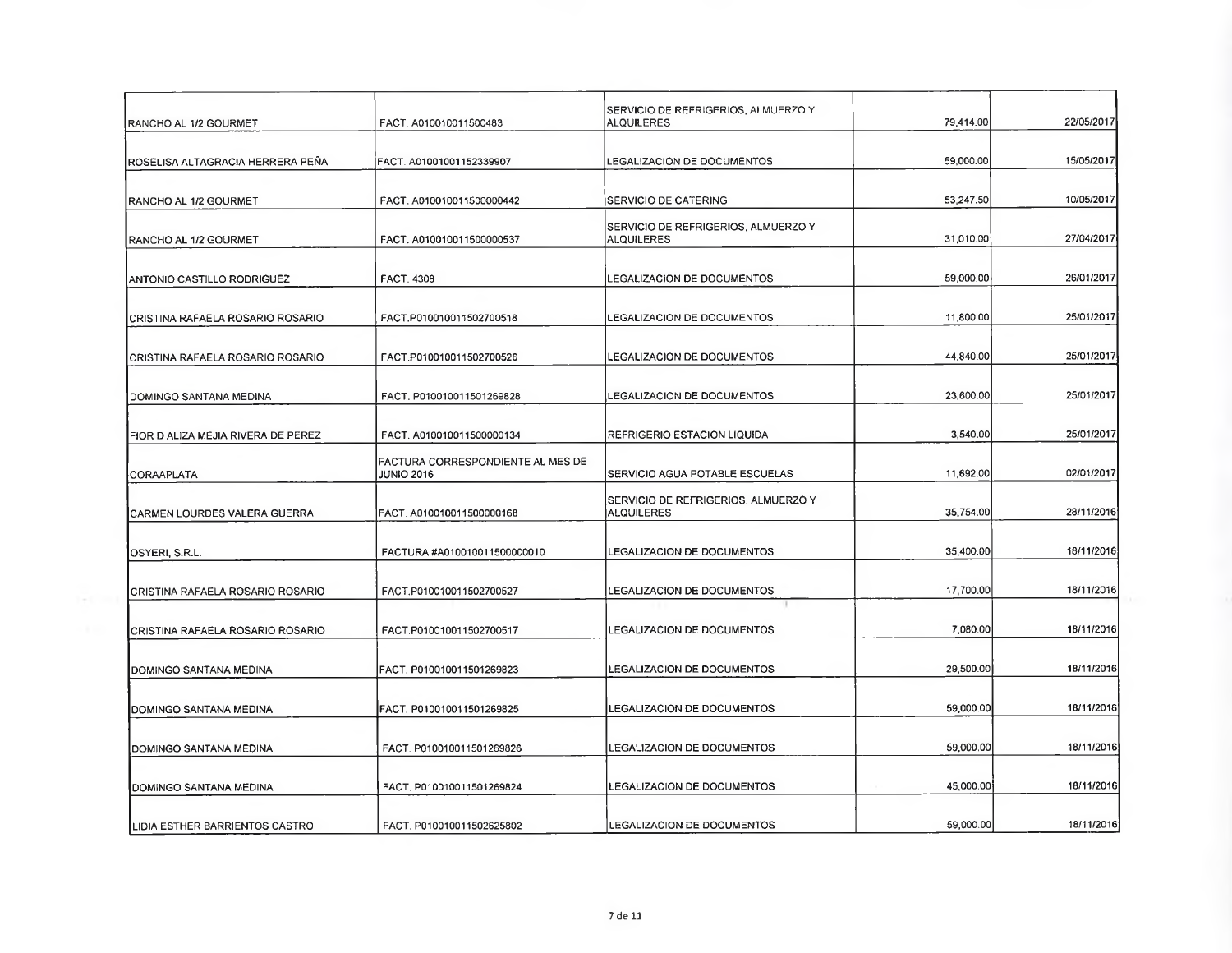| | | | | |
|---|---|---|---|---|
| RANCHO AL 1/2 GOURMET | FACT. A010010011500483 | SERVICIO DE REFRIGERIOS, ALMUERZO Y ALQUILERES | 79,414.00 | 22/05/2017 |
| ROSELISA ALTAGRACIA HERRERA PEÑA | FACT. A01001001152339907 | LEGALIZACION DE DOCUMENTOS | 59,000.00 | 15/05/2017 |
| RANCHO AL 1/2 GOURMET | FACT. A010010011500000442 | SERVICIO DE CATERING | 53,247.50 | 10/05/2017 |
| RANCHO AL 1/2 GOURMET | FACT. A010010011500000537 | SERVICIO DE REFRIGERIOS, ALMUERZO Y ALQUILERES | 31,010.00 | 27/04/2017 |
| ANTONIO CASTILLO RODRIGUEZ | FACT. 4308 | LEGALIZACION DE DOCUMENTOS | 59,000.00 | 26/01/2017 |
| CRISTINA RAFAELA ROSARIO ROSARIO | FACT.P010010011502700518 | LEGALIZACION DE DOCUMENTOS | 11,800.00 | 25/01/2017 |
| CRISTINA RAFAELA ROSARIO ROSARIO | FACT.P010010011502700526 | LEGALIZACION DE DOCUMENTOS | 44,840.00 | 25/01/2017 |
| DOMINGO SANTANA MEDINA | FACT. P010010011501269828 | LEGALIZACION DE DOCUMENTOS | 23,600.00 | 25/01/2017 |
| FIOR D ALIZA MEJIA RIVERA DE PEREZ | FACT. A010010011500000134 | REFRIGERIO ESTACION LIQUIDA | 3,540.00 | 25/01/2017 |
| CORAAPLATA | FACTURA CORRESPONDIENTE AL MES DE JUNIO 2016 | SERVICIO AGUA POTABLE ESCUELAS | 11,692.00 | 02/01/2017 |
| CARMEN LOURDES VALERA GUERRA | FACT. A010010011500000168 | SERVICIO DE REFRIGERIOS, ALMUERZO Y ALQUILERES | 35,754.00 | 28/11/2016 |
| OSYERI, S.R.L. | FACTURA #A010010011500000010 | LEGALIZACION DE DOCUMENTOS | 35,400.00 | 18/11/2016 |
| CRISTINA RAFAELA ROSARIO ROSARIO | FACT.P010010011502700527 | LEGALIZACION DE DOCUMENTOS | 17,700.00 | 18/11/2016 |
| CRISTINA RAFAELA ROSARIO ROSARIO | FACT.P010010011502700517 | LEGALIZACION DE DOCUMENTOS | 7,080.00 | 18/11/2016 |
| DOMINGO SANTANA MEDINA | FACT. P010010011501269823 | LEGALIZACION DE DOCUMENTOS | 29,500.00 | 18/11/2016 |
| DOMINGO SANTANA MEDINA | FACT. P010010011501269825 | LEGALIZACION DE DOCUMENTOS | 59,000.00 | 18/11/2016 |
| DOMINGO SANTANA MEDINA | FACT. P010010011501269826 | LEGALIZACION DE DOCUMENTOS | 59,000.00 | 18/11/2016 |
| DOMINGO SANTANA MEDINA | FACT. P010010011501269824 | LEGALIZACION DE DOCUMENTOS | 45,000.00 | 18/11/2016 |
| LIDIA ESTHER BARRIENTOS CASTRO | FACT. P010010011502625802 | LEGALIZACION DE DOCUMENTOS | 59,000.00 | 18/11/2016 |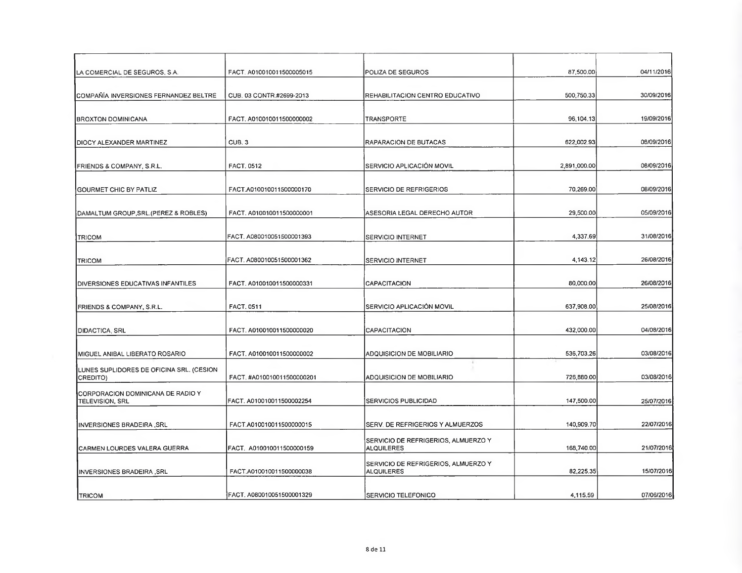| | | | | |
|---|---|---|---|---|
| LA COMERCIAL DE SEGUROS, S.A. | FACT. A010010011500005015 | POLIZA DE SEGUROS | 87,500.00 | 04/11/2016 |
| COMPAÑÍA INVERSIONES FERNANDEZ BELTRE | CUB. 03 CONTR.#2699-2013 | REHABILITACION CENTRO EDUCATIVO | 500,750.33 | 30/09/2016 |
| BROXTON DOMINICANA | FACT. A010010011500000002 | TRANSPORTE | 96,104.13 | 19/09/2016 |
| DIOCY ALEXANDER MARTINEZ | CUB. 3 | RAPARACION DE BUTACAS | 622,002.93 | 08/09/2016 |
| FRIENDS & COMPANY, S.R.L. | FACT. 0512 | SERVICIO APLICACIÓN MOVIL | 2,891,000.00 | 08/09/2016 |
| GOURMET CHIC BY PATLIZ | FACT.A010010011500000170 | SERVICIO DE REFRIGERIOS | 70,269.00 | 08/09/2016 |
| DAMALTUM GROUP,SRL.(PEREZ & ROBLES) | FACT. A010010011500000001 | ASESORIA LEGAL DERECHO AUTOR | 29,500.00 | 05/09/2016 |
| TRICOM | FACT. A080010051500001393 | SERVICIO INTERNET | 4,337.69 | 31/08/2016 |
| TRICOM | FACT. A080010051500001362 | SERVICIO INTERNET | 4,143.12 | 26/08/2016 |
| DIVERSIONES EDUCATIVAS INFANTILES | FACT. A010010011500000331 | CAPACITACION | 80,000.00 | 26/08/2016 |
| FRIENDS & COMPANY, S.R.L. | FACT. 0511 | SERVICIO APLICACIÓN MOVIL | 637,908.00 | 25/08/2016 |
| DIDACTICA, SRL | FACT. A010010011500000020 | CAPACITACION | 432,000.00 | 04/08/2016 |
| MIGUEL ANIBAL LIBERATO ROSARIO | FACT. A010010011500000002 | ADQUISICION DE MOBILIARIO | 536,703.26 | 03/08/2016 |
| LUNES SUPLIDORES DE OFICINA SRL. (CESION CREDITO) | FACT. #A010010011500000201 | ADQUISICION DE MOBILIARIO | 726,880.00 | 03/08/2016 |
| CORPORACION DOMINICANA DE RADIO Y TELEVISION, SRL | FACT. A010010011500002254 | SERVICIOS PUBLICIDAD | 147,500.00 | 25/07/2016 |
| INVERSIONES BRADEIRA ,SRL | FACT.A010010011500000015 | SERV. DE REFRIGERIOS Y ALMUERZOS | 140,909.70 | 22/07/2016 |
| CARMEN LOURDES VALERA GUERRA | FACT. A010010011500000159 | SERVICIO DE REFRIGERIOS, ALMUERZO Y ALQUILERES | 168,740.00 | 21/07/2016 |
| INVERSIONES BRADEIRA ,SRL | FACT.A010010011500000038 | SERVICIO DE REFRIGERIOS, ALMUERZO Y ALQUILERES | 82,225.35 | 15/07/2016 |
| TRICOM | FACT. A080010051500001329 | SERVICIO TELEFONICO | 4,115.59 | 07/06/2016 |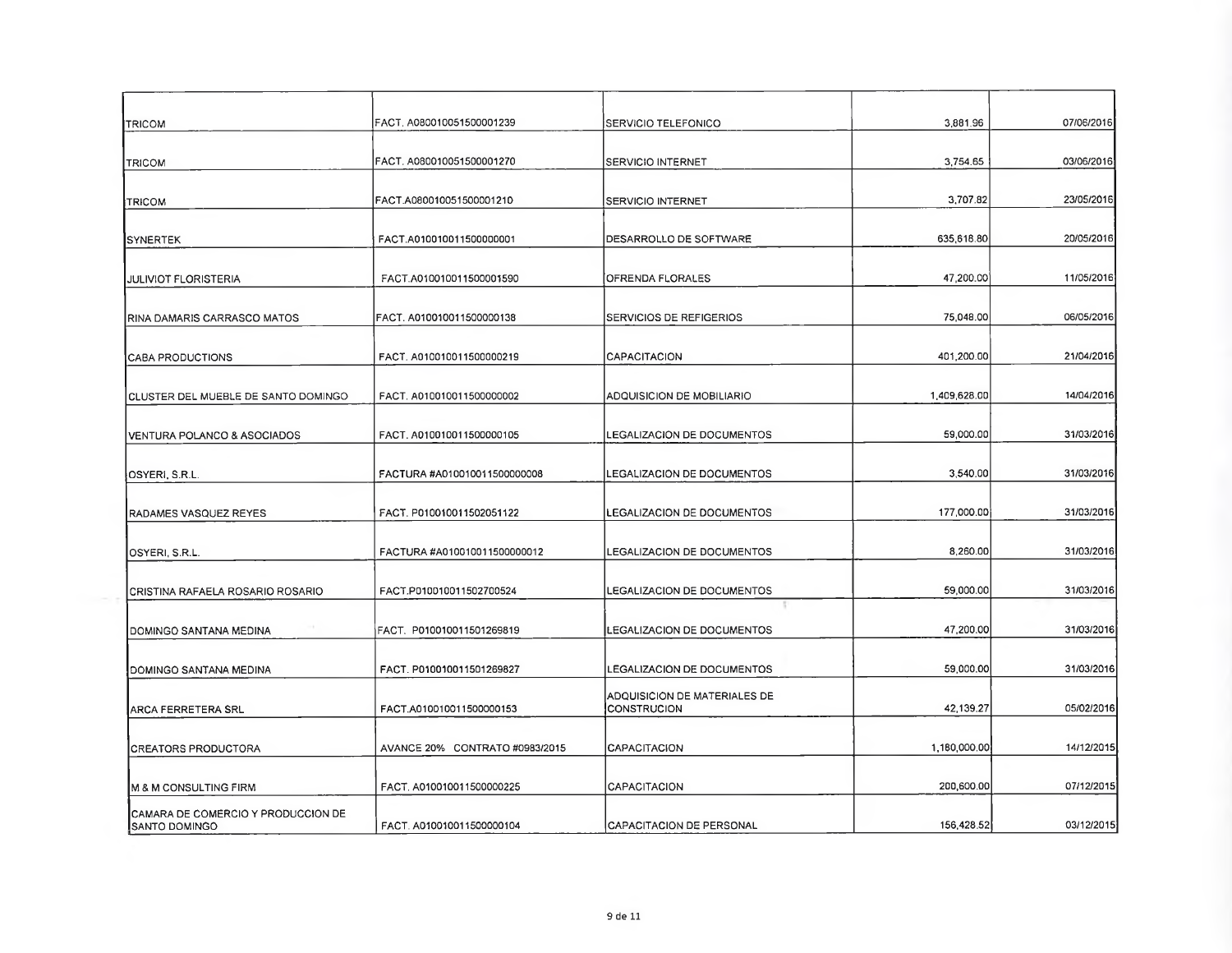| | | | | |
|---|---|---|---|---|
| TRICOM | FACT. A080010051500001239 | SERVICIO TELEFONICO | 3,881.96 | 07/06/2016 |
| TRICOM | FACT. A080010051500001270 | SERVICIO INTERNET | 3,754.65 | 03/06/2016 |
| TRICOM | FACT.A080010051500001210 | SERVICIO INTERNET | 3,707.82 | 23/05/2016 |
| SYNERTEK | FACT.A010010011500000001 | DESARROLLO DE SOFTWARE | 635,618.80 | 20/05/2016 |
| JULIVIOT FLORISTERIA | FACT.A010010011500001590 | OFRENDA FLORALES | 47,200.00 | 11/05/2016 |
| RINA DAMARIS CARRASCO MATOS | FACT. A010010011500000138 | SERVICIOS DE REFIGERIOS | 75,048.00 | 06/05/2016 |
| CABA PRODUCTIONS | FACT. A010010011500000219 | CAPACITACION | 401,200.00 | 21/04/2016 |
| CLUSTER DEL MUEBLE DE SANTO DOMINGO | FACT. A010010011500000002 | ADQUISICION DE MOBILIARIO | 1,409,628.00 | 14/04/2016 |
| VENTURA POLANCO & ASOCIADOS | FACT. A010010011500000105 | LEGALIZACION DE DOCUMENTOS | 59,000.00 | 31/03/2016 |
| OSYERI, S.R.L. | FACTURA #A010010011500000008 | LEGALIZACION DE DOCUMENTOS | 3,540.00 | 31/03/2016 |
| RADAMES VASQUEZ REYES | FACT. P010010011502051122 | LEGALIZACION DE DOCUMENTOS | 177,000.00 | 31/03/2016 |
| OSYERI, S.R.L. | FACTURA #A010010011500000012 | LEGALIZACION DE DOCUMENTOS | 8,260.00 | 31/03/2016 |
| CRISTINA RAFAELA ROSARIO ROSARIO | FACT.P010010011502700524 | LEGALIZACION DE DOCUMENTOS | 59,000.00 | 31/03/2016 |
| DOMINGO SANTANA MEDINA | FACT. P010010011501269819 | LEGALIZACION DE DOCUMENTOS | 47,200.00 | 31/03/2016 |
| DOMINGO SANTANA MEDINA | FACT. P010010011501269827 | LEGALIZACION DE DOCUMENTOS | 59,000.00 | 31/03/2016 |
| ARCA FERRETERA SRL | FACT.A010010011500000153 | ADQUISICION DE MATERIALES DE CONSTRUCION | 42,139.27 | 05/02/2016 |
| CREATORS PRODUCTORA | AVANCE 20% CONTRATO #0983/2015 | CAPACITACION | 1,180,000.00 | 14/12/2015 |
| M & M CONSULTING FIRM | FACT. A010010011500000225 | CAPACITACION | 200,600.00 | 07/12/2015 |
| CAMARA DE COMERCIO Y PRODUCCION DE SANTO DOMINGO | FACT. A010010011500000104 | CAPACITACION DE PERSONAL | 156,428.52 | 03/12/2015 |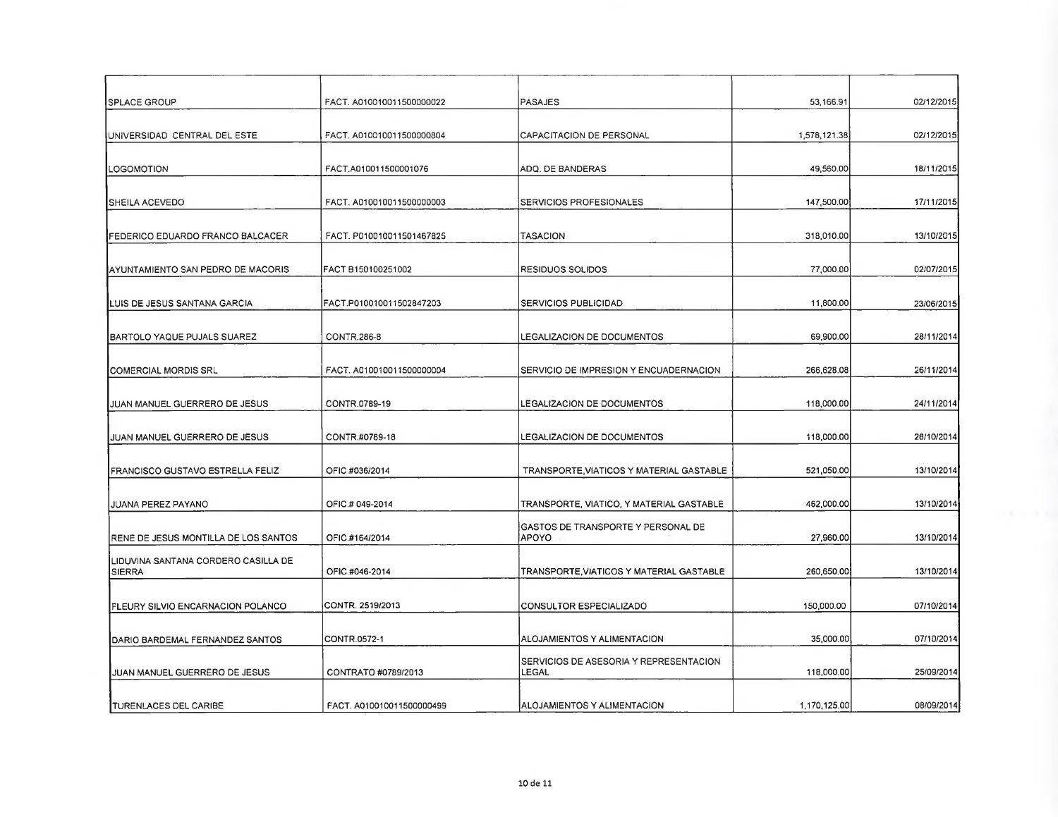| | | | | |
|---|---|---|---|---|
| SPLACE GROUP | FACT. A010010011500000022 | PASAJES | 53,166.91 | 02/12/2015 |
| UNIVERSIDAD CENTRAL DEL ESTE | FACT. A010010011500000804 | CAPACITACION DE PERSONAL | 1,578,121.38 | 02/12/2015 |
| LOGOMOTION | FACT.A010011500001076 | ADQ. DE BANDERAS | 49,560.00 | 18/11/2015 |
| SHEILA ACEVEDO | FACT. A010010011500000003 | SERVICIOS PROFESIONALES | 147,500.00 | 17/11/2015 |
| FEDERICO EDUARDO FRANCO BALCACER | FACT. P010010011501467825 | TASACION | 318,010.00 | 13/10/2015 |
| AYUNTAMIENTO SAN PEDRO DE MACORIS | FACT B150100251002 | RESIDUOS SOLIDOS | 77,000.00 | 02/07/2015 |
| LUIS DE JESUS SANTANA GARCIA | FACT.P010010011502847203 | SERVICIOS PUBLICIDAD | 11,800.00 | 23/06/2015 |
| BARTOLO YAQUE PUJALS SUAREZ | CONTR.286-8 | LEGALIZACION DE DOCUMENTOS | 69,900.00 | 28/11/2014 |
| COMERCIAL MORDIS SRL | FACT. A010010011500000004 | SERVICIO DE IMPRESION Y ENCUADERNACION | 266,628.08 | 26/11/2014 |
| JUAN MANUEL GUERRERO DE JESUS | CONTR.0789-19 | LEGALIZACION DE DOCUMENTOS | 118,000.00 | 24/11/2014 |
| JUAN MANUEL GUERRERO DE JESUS | CONTR.#0789-18 | LEGALIZACION DE DOCUMENTOS | 118,000.00 | 28/10/2014 |
| FRANCISCO GUSTAVO ESTRELLA FELIZ | OFIC.#036/2014 | TRANSPORTE,VIATICOS Y MATERIAL GASTABLE | 521,050.00 | 13/10/2014 |
| JUANA PEREZ PAYANO | OFIC.# 049-2014 | TRANSPORTE, VIATICO, Y MATERIAL GASTABLE | 462,000.00 | 13/10/2014 |
| RENE DE JESUS MONTILLA DE LOS SANTOS | OFIC.#164/2014 | GASTOS DE TRANSPORTE Y PERSONAL DE APOYO | 27,960.00 | 13/10/2014 |
| LIDUVINA SANTANA CORDERO CASILLA DE SIERRA | OFIC.#046-2014 | TRANSPORTE,VIATICOS Y MATERIAL GASTABLE | 260,650.00 | 13/10/2014 |
| FLEURY SILVIO ENCARNACION POLANCO | CONTR. 2519/2013 | CONSULTOR ESPECIALIZADO | 150,000.00 | 07/10/2014 |
| DARIO BARDEMAL FERNANDEZ SANTOS | CONTR.0572-1 | ALOJAMIENTOS Y ALIMENTACION | 35,000.00 | 07/10/2014 |
| JUAN MANUEL GUERRERO DE JESUS | CONTRATO #0789/2013 | SERVICIOS DE ASESORIA Y REPRESENTACION LEGAL | 118,000.00 | 25/09/2014 |
| TURENLACES DEL CARIBE | FACT. A010010011500000499 | ALOJAMIENTOS Y ALIMENTACION | 1,170,125.00 | 08/09/2014 |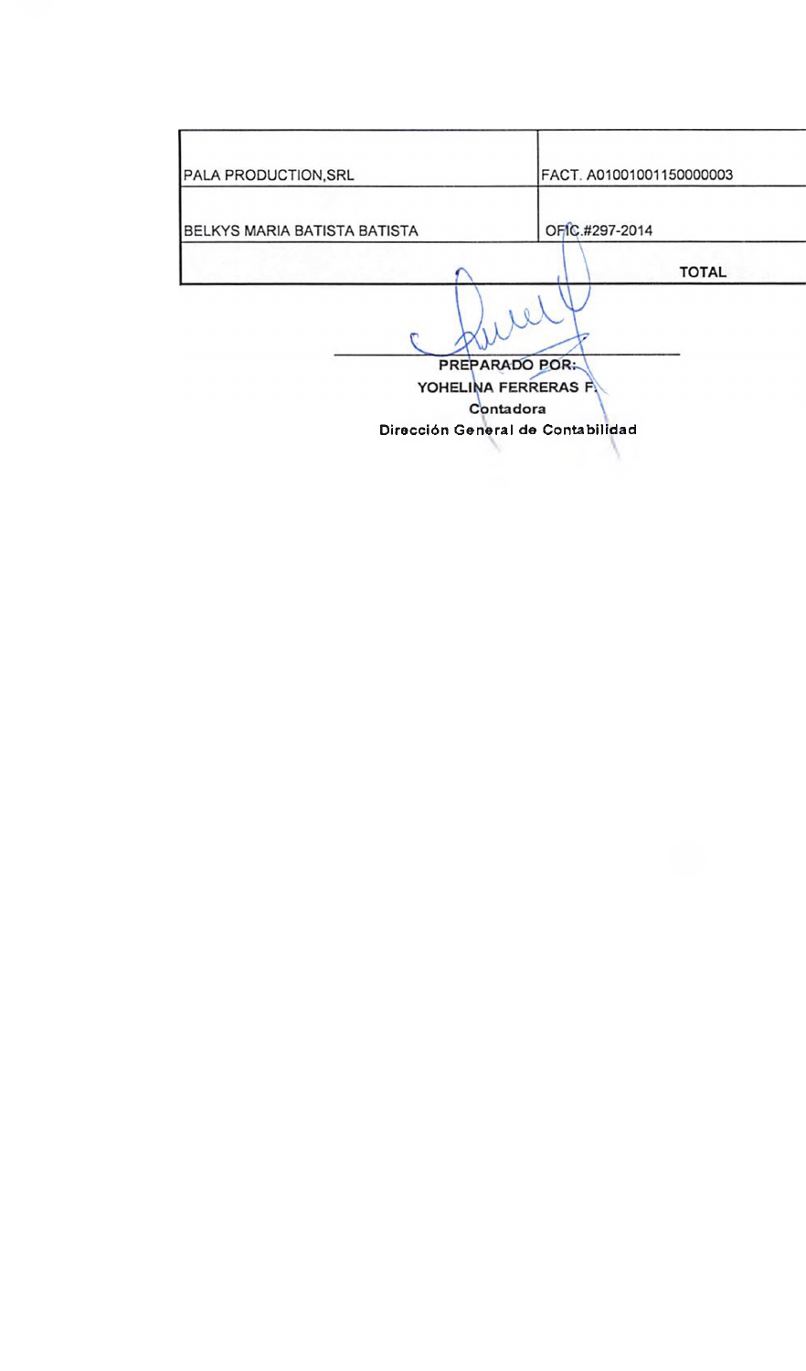| | |
|---|---|
| PALA PRODUCTION,SRL | FACT. A01001001150000003 |
| BELKYS MARIA BATISTA BATISTA | OFIC.#297-2014 |
| | **TOTAL** |

**PREPARADO POR:**
**YOHELINA FERRERAS F.**
**Contadora**
**Dirección General de Contabilidad**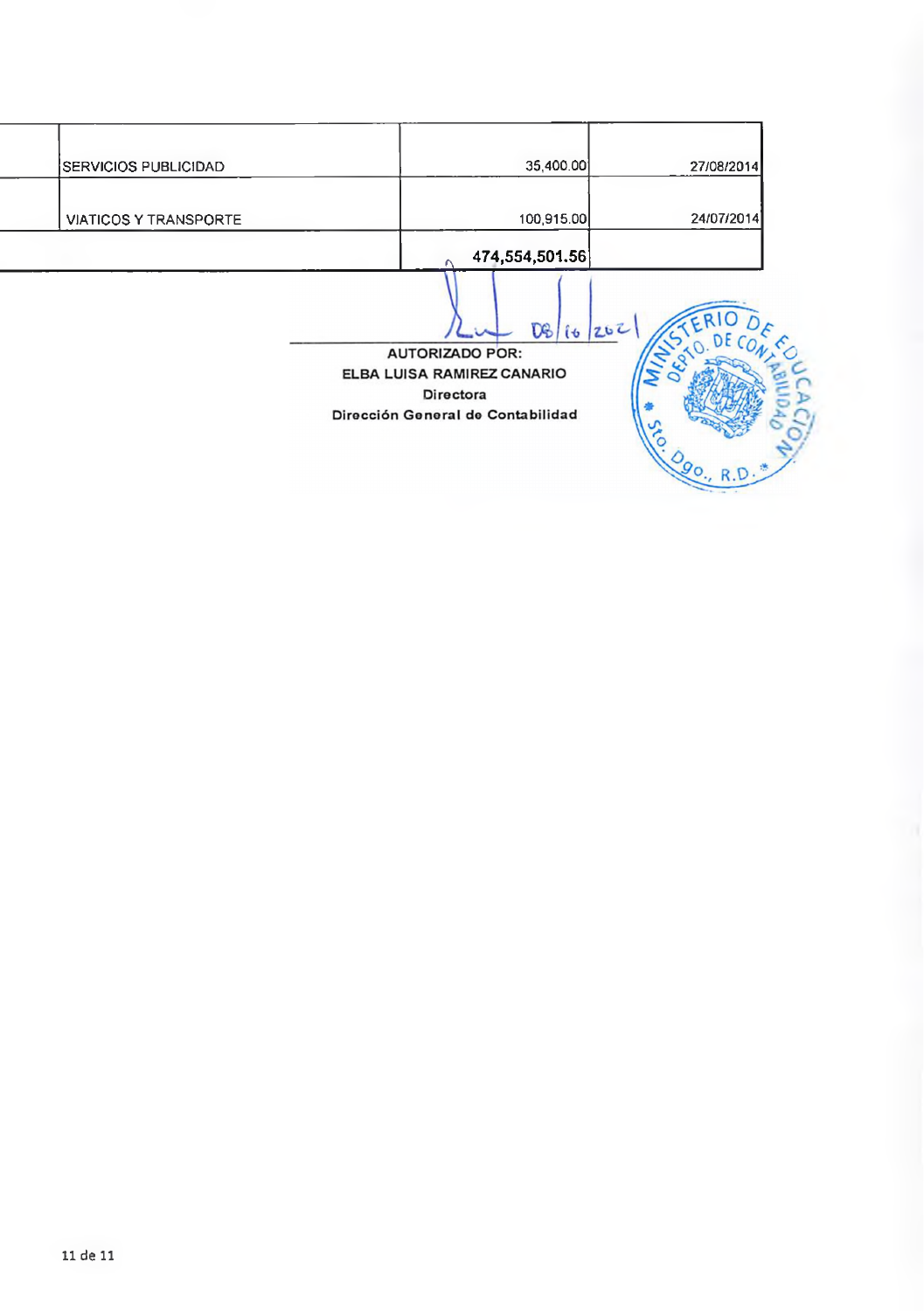| | | | |
|---|---|---|---|
| | SERVICIOS PUBLICIDAD | 35,400.00 | 27/08/2014 |
| | VIATICOS Y TRANSPORTE | 100,915.00 | 24/07/2014 |
| | | **474,554,501.56** | |

08/10/2021

**AUTORIZADO POR:**
**ELBA LUISA RAMIREZ CANARIO**
**Directora**
**Dirección General de Contabilidad**

MINISTERIO DE EDUCACIÓN
DEPTO. DE CONTABILIDAD
Sto. Dgo., R.D.